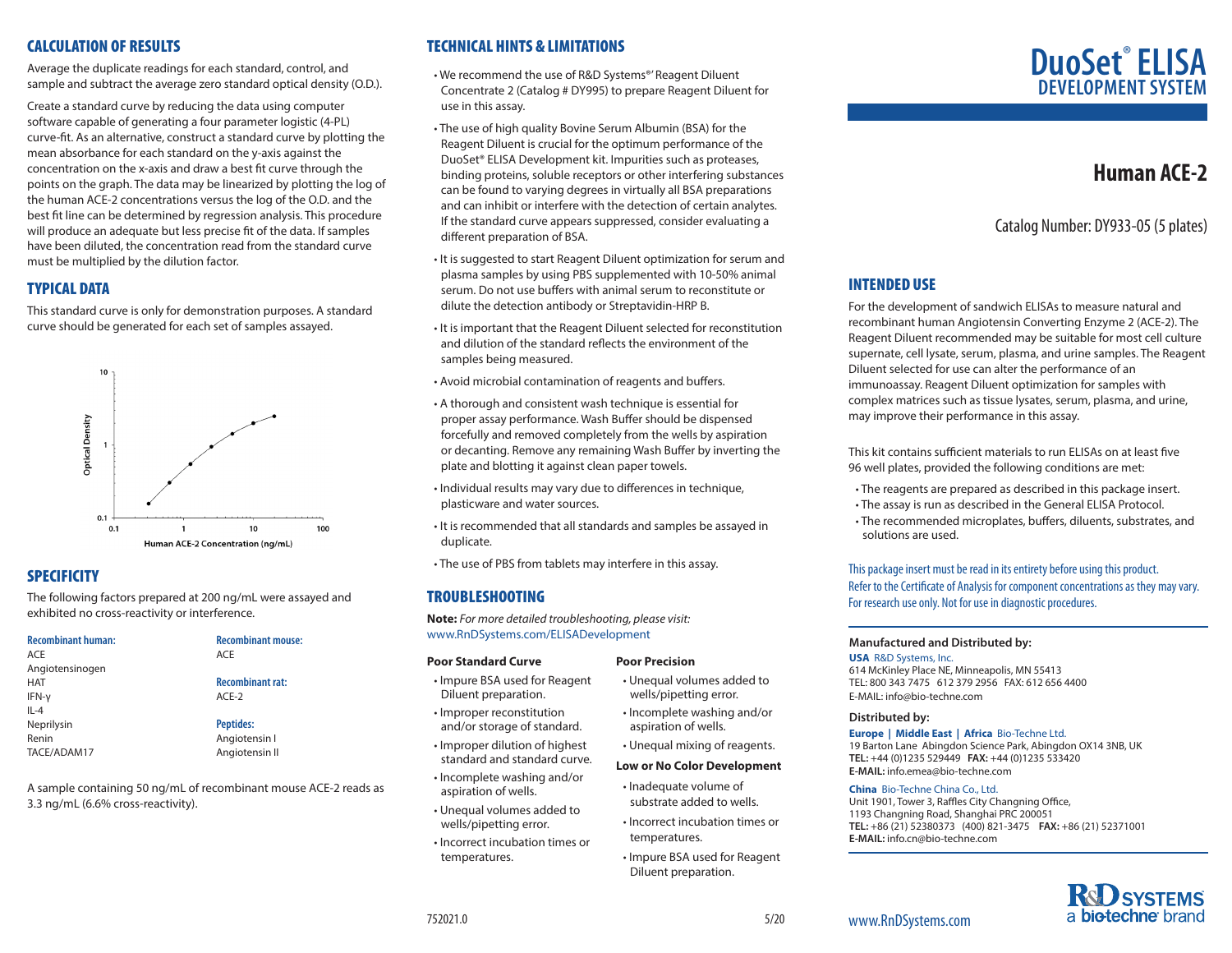## CALCULATION OF RESULTS

Average the duplicate readings for each standard, control, and sample and subtract the average zero standard optical density (O.D.).

Create a standard curve by reducing the data using computer software capable of generating a four parameter logistic (4-PL) curve-fit. As an alternative, construct a standard curve by plotting the mean absorbance for each standard on the y-axis against the concentration on the x-axis and draw a best fit curve through the points on the graph. The data may be linearized by plotting the log of the human ACE-2 concentrations versus the log of the O.D. and the best fit line can be determined by regression analysis. This procedure will produce an adequate but less precise fit of the data. If samples have been diluted, the concentration read from the standard curve must be multiplied by the dilution factor.

## TYPICAL DATA

This standard curve is only for demonstration purposes. A standard curve should be generated for each set of samples assayed.

Optical Density
10
1
0.1
0.1
1
10
100
Human ACE-2 Concentration (ng/mL)

## SPECIFICITY

The following factors prepared at 200 ng/mL were assayed and exhibited no cross-reactivity or interference.

**Recombinant human:**
ACE
Angiotensinogen
HAT
IFN-γ
IL-4
Neprilysin
Renin
TACE/ADAM17

**Recombinant mouse:**
ACE

**Recombinant rat:**
ACE-2

**Peptides:**
Angiotensin I
Angiotensin II

A sample containing 50 ng/mL of recombinant mouse ACE-2 reads as 3.3 ng/mL (6.6% cross-reactivity).

## TECHNICAL HINTS & LIMITATIONS

- We recommend the use of R&D Systems®' Reagent Diluent Concentrate 2 (Catalog # DY995) to prepare Reagent Diluent for use in this assay.
- The use of high quality Bovine Serum Albumin (BSA) for the Reagent Diluent is crucial for the optimum performance of the DuoSet® ELISA Development kit. Impurities such as proteases, binding proteins, soluble receptors or other interfering substances can be found to varying degrees in virtually all BSA preparations and can inhibit or interfere with the detection of certain analytes. If the standard curve appears suppressed, consider evaluating a different preparation of BSA.
- It is suggested to start Reagent Diluent optimization for serum and plasma samples by using PBS supplemented with 10-50% animal serum. Do not use buffers with animal serum to reconstitute or dilute the detection antibody or Streptavidin-HRP B.
- It is important that the Reagent Diluent selected for reconstitution and dilution of the standard reflects the environment of the samples being measured.
- Avoid microbial contamination of reagents and buffers.
- A thorough and consistent wash technique is essential for proper assay performance. Wash Buffer should be dispensed forcefully and removed completely from the wells by aspiration or decanting. Remove any remaining Wash Buffer by inverting the plate and blotting it against clean paper towels.
- Individual results may vary due to differences in technique, plasticware and water sources.
- It is recommended that all standards and samples be assayed in duplicate.
- The use of PBS from tablets may interfere in this assay.

## TROUBLESHOOTING

**Note:** *For more detailed troubleshooting, please visit:* www.RnDSystems.com/ELISADevelopment

**Poor Standard Curve**
- Impure BSA used for Reagent Diluent preparation.
- Improper reconstitution and/or storage of standard.
- Improper dilution of highest standard and standard curve.
- Incomplete washing and/or aspiration of wells.
- Unequal volumes added to wells/pipetting error.
- Incorrect incubation times or temperatures.

**Poor Precision**
- Unequal volumes added to wells/pipetting error.
- Incomplete washing and/or aspiration of wells.
- Unequal mixing of reagents.

**Low or No Color Development**
- Inadequate volume of substrate added to wells.
- Incorrect incubation times or temperatures.
- Impure BSA used for Reagent Diluent preparation.

752021.0

# DuoSet® ELISA DEVELOPMENT SYSTEM

# Human ACE-2

Catalog Number: DY933-05 (5 plates)

## INTENDED USE

For the development of sandwich ELISAs to measure natural and recombinant human Angiotensin Converting Enzyme 2 (ACE-2). The Reagent Diluent recommended may be suitable for most cell culture supernate, cell lysate, serum, plasma, and urine samples. The Reagent Diluent selected for use can alter the performance of an immunoassay. Reagent Diluent optimization for samples with complex matrices such as tissue lysates, serum, plasma, and urine, may improve their performance in this assay.

This kit contains sufficient materials to run ELISAs on at least five 96 well plates, provided the following conditions are met:

- The reagents are prepared as described in this package insert.
- The assay is run as described in the General ELISA Protocol.
- The recommended microplates, buffers, diluents, substrates, and solutions are used.

This package insert must be read in its entirety before using this product.
Refer to the Certificate of Analysis for component concentrations as they may vary.
For research use only. Not for use in diagnostic procedures.

**Manufactured and Distributed by:**

**USA** R&D Systems, Inc.
614 McKinley Place NE, Minneapolis, MN 55413
TEL: 800 343 7475 612 379 2956 FAX: 612 656 4400
E-MAIL: info@bio-techne.com

**Distributed by:**

**Europe | Middle East | Africa** Bio-Techne Ltd.
19 Barton Lane Abingdon Science Park, Abingdon OX14 3NB, UK
**TEL:** +44 (0)1235 529449 **FAX:** +44 (0)1235 533420
**E-MAIL:** info.emea@bio-techne.com

**China** Bio-Techne China Co., Ltd.
Unit 1901, Tower 3, Raffles City Changning Office,
1193 Changning Road, Shanghai PRC 200051
**TEL:** +86 (21) 52380373 (400) 821-3475 **FAX:** +86 (21) 52371001
**E-MAIL:** info.cn@bio-techne.com

www.RnDSystems.com

R&D SYSTEMS a bio-techne brand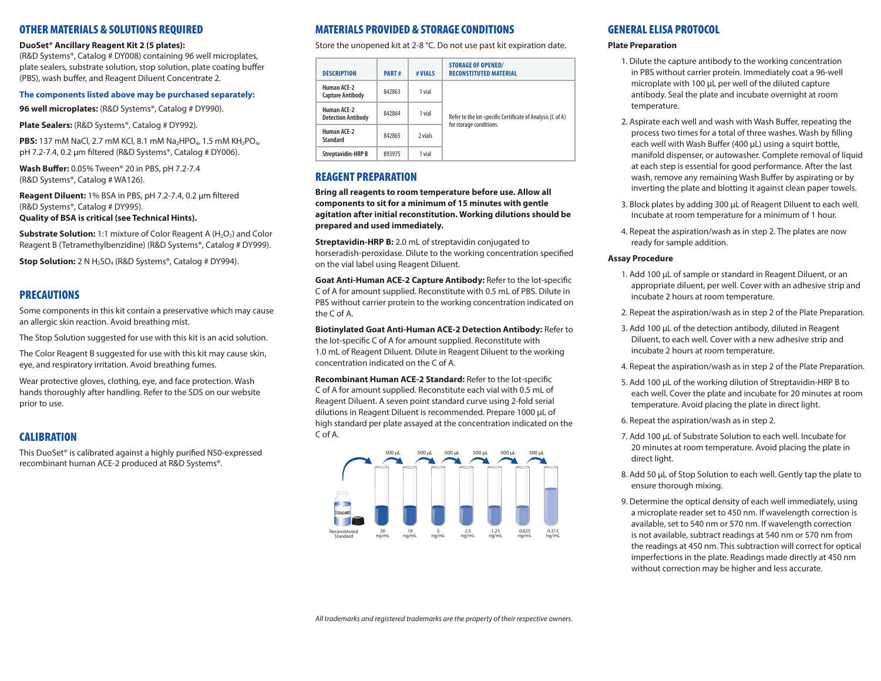## OTHER MATERIALS & SOLUTIONS REQUIRED

**DuoSet® Ancillary Reagent Kit 2 (5 plates):**
(R&D Systems®, Catalog # DY008) containing 96 well microplates, plate sealers, substrate solution, stop solution, plate coating buffer (PBS), wash buffer, and Reagent Diluent Concentrate 2.

**The components listed above may be purchased separately:**

**96 well microplates:** (R&D Systems®, Catalog # DY990).

**Plate Sealers:** (R&D Systems®, Catalog # DY992).

**PBS:** 137 mM NaCl, 2.7 mM KCl, 8.1 mM $Na_2HPO_4$, 1.5 mM $KH_2PO_4$, pH 7.2-7.4, 0.2 µm filtered (R&D Systems®, Catalog # DY006).

**Wash Buffer:** 0.05% Tween® 20 in PBS, pH 7.2-7.4 (R&D Systems®, Catalog # WA126).

**Reagent Diluent:** 1% BSA in PBS, pH 7.2-7.4, 0.2 µm filtered (R&D Systems®, Catalog # DY995).
**Quality of BSA is critical (see Technical Hints).**

**Substrate Solution:** 1:1 mixture of Color Reagent A ($H_2O_2$) and Color Reagent B (Tetramethylbenzidine) (R&D Systems®, Catalog # DY999).

**Stop Solution:** 2 N $H_2SO_4$ (R&D Systems®, Catalog # DY994).

## PRECAUTIONS

Some components in this kit contain a preservative which may cause an allergic skin reaction. Avoid breathing mist.

The Stop Solution suggested for use with this kit is an acid solution.

The Color Reagent B suggested for use with this kit may cause skin, eye, and respiratory irritation. Avoid breathing fumes.

Wear protective gloves, clothing, eye, and face protection. Wash hands thoroughly after handling. Refer to the SDS on our website prior to use.

## CALIBRATION

This DuoSet® is calibrated against a highly purified NS0-expressed recombinant human ACE-2 produced at R&D Systems®.

## MATERIALS PROVIDED & STORAGE CONDITIONS

Store the unopened kit at 2-8 °C. Do not use past kit expiration date.

| DESCRIPTION | PART # | # VIALS | STORAGE OF OPENED/ RECONSTITUTED MATERIAL |
|---|---|---|---|
| Human ACE-2 Capture Antibody | 842863 | 1 vial | Refer to the lot-specific Certificate of Analysis (C of A) for storage conditions. |
| Human ACE-2 Detection Antibody | 842864 | 1 vial | |
| Human ACE-2 Standard | 842865 | 2 vials | |
| Streptavidin-HRP B | 893975 | 1 vial | |

## REAGENT PREPARATION

**Bring all reagents to room temperature before use. Allow all components to sit for a minimum of 15 minutes with gentle agitation after initial reconstitution. Working dilutions should be prepared and used immediately.**

**Streptavidin-HRP B:** 2.0 mL of streptavidin conjugated to horseradish-peroxidase. Dilute to the working concentration specified on the vial label using Reagent Diluent.

**Goat Anti-Human ACE-2 Capture Antibody:** Refer to the lot-specific C of A for amount supplied. Reconstitute with 0.5 mL of PBS. Dilute in PBS without carrier protein to the working concentration indicated on the C of A.

**Biotinylated Goat Anti-Human ACE-2 Detection Antibody:** Refer to the lot-specific C of A for amount supplied. Reconstitute with 1.0 mL of Reagent Diluent. Dilute in Reagent Diluent to the working concentration indicated on the C of A.

**Recombinant Human ACE-2 Standard:** Refer to the lot-specific C of A for amount supplied. Reconstitute each vial with 0.5 mL of Reagent Diluent. A seven point standard curve using 2-fold serial dilutions in Reagent Diluent is recommended. Prepare 1000 µL of high standard per plate assayed at the concentration indicated on the C of A.

500 µL 500 µL 500 µL 500 µL 500 µL 500 µL

STANDARD

Reconstituted Standard

20 ng/mL 10 ng/mL 5 ng/mL 2.5 ng/mL 1.25 ng/mL 0.625 ng/mL 0.313 ng/mL

*All trademarks and registered trademarks are the property of their respective owners.*

## GENERAL ELISA PROTOCOL

### Plate Preparation

1. Dilute the capture antibody to the working concentration in PBS without carrier protein. Immediately coat a 96-well microplate with 100 µL per well of the diluted capture antibody. Seal the plate and incubate overnight at room temperature.
2. Aspirate each well and wash with Wash Buffer, repeating the process two times for a total of three washes. Wash by filling each well with Wash Buffer (400 µL) using a squirt bottle, manifold dispenser, or autowasher. Complete removal of liquid at each step is essential for good performance. After the last wash, remove any remaining Wash Buffer by aspirating or by inverting the plate and blotting it against clean paper towels.
3. Block plates by adding 300 µL of Reagent Diluent to each well. Incubate at room temperature for a minimum of 1 hour.
4. Repeat the aspiration/wash as in step 2. The plates are now ready for sample addition.

### Assay Procedure

1. Add 100 µL of sample or standard in Reagent Diluent, or an appropriate diluent, per well. Cover with an adhesive strip and incubate 2 hours at room temperature.
2. Repeat the aspiration/wash as in step 2 of the Plate Preparation.
3. Add 100 µL of the detection antibody, diluted in Reagent Diluent, to each well. Cover with a new adhesive strip and incubate 2 hours at room temperature.
4. Repeat the aspiration/wash as in step 2 of the Plate Preparation.
5. Add 100 µL of the working dilution of Streptavidin-HRP B to each well. Cover the plate and incubate for 20 minutes at room temperature. Avoid placing the plate in direct light.
6. Repeat the aspiration/wash as in step 2.
7. Add 100 µL of Substrate Solution to each well. Incubate for 20 minutes at room temperature. Avoid placing the plate in direct light.
8. Add 50 µL of Stop Solution to each well. Gently tap the plate to ensure thorough mixing.
9. Determine the optical density of each well immediately, using a microplate reader set to 450 nm. If wavelength correction is available, set to 540 nm or 570 nm. If wavelength correction is not available, subtract readings at 540 nm or 570 nm from the readings at 450 nm. This subtraction will correct for optical imperfections in the plate. Readings made directly at 450 nm without correction may be higher and less accurate.